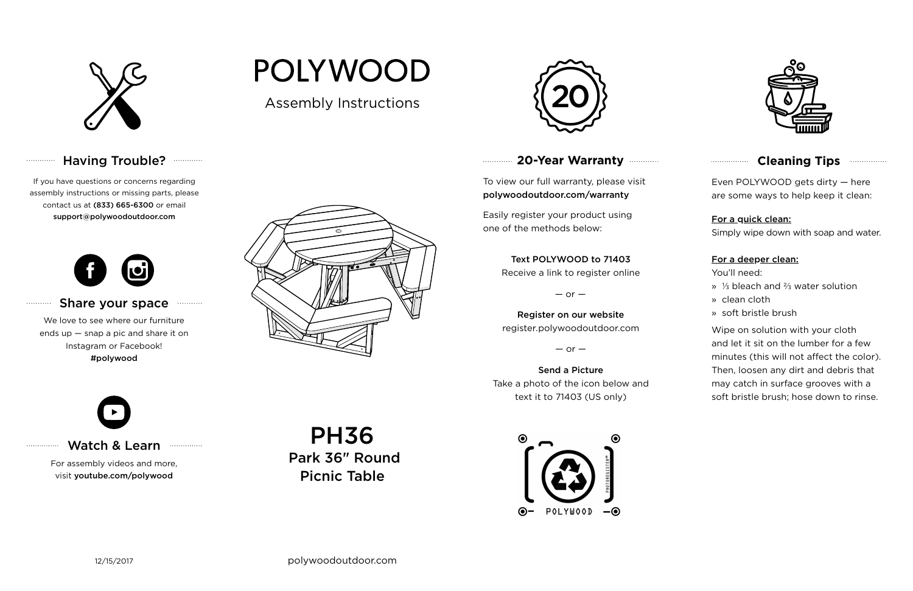# POLYWOOD

Assembly Instructions

## PH36

**Park 36″ Round Picnic Table**

## Having Trouble?

If you have questions or concerns regarding assembly instructions or missing parts, please contact us at **(833) 665-6300** or email **support@polywoodoutdoor.com**

## Share your space

We love to see where our furniture ends up — snap a pic and share it on Instagram or Facebook!
**#polywood**

## Watch & Learn

For assembly videos and more, visit **youtube.com/polywood**

## 20-Year Warranty

To view our full warranty, please visit **polywoodoutdoor.com/warranty**

Easily register your product using one of the methods below:

**Text POLYWOOD to 71403**
Receive a link to register online

— or —

**Register on our website**
register.polywoodoutdoor.com

— or —

**Send a Picture**
Take a photo of the icon below and text it to 71403 (US only)

POLYWOOD PHOTOREGISTER™

## Cleaning Tips

Even POLYWOOD gets dirty — here are some ways to help keep it clean:

**For a quick clean:**
Simply wipe down with soap and water.

**For a deeper clean:**
You'll need:

- ⅓ bleach and ⅔ water solution
- clean cloth
- soft bristle brush

Wipe on solution with your cloth and let it sit on the lumber for a few minutes (this will not affect the color). Then, loosen any dirt and debris that may catch in surface grooves with a soft bristle brush; hose down to rinse.

12/15/2017

polywoodoutdoor.com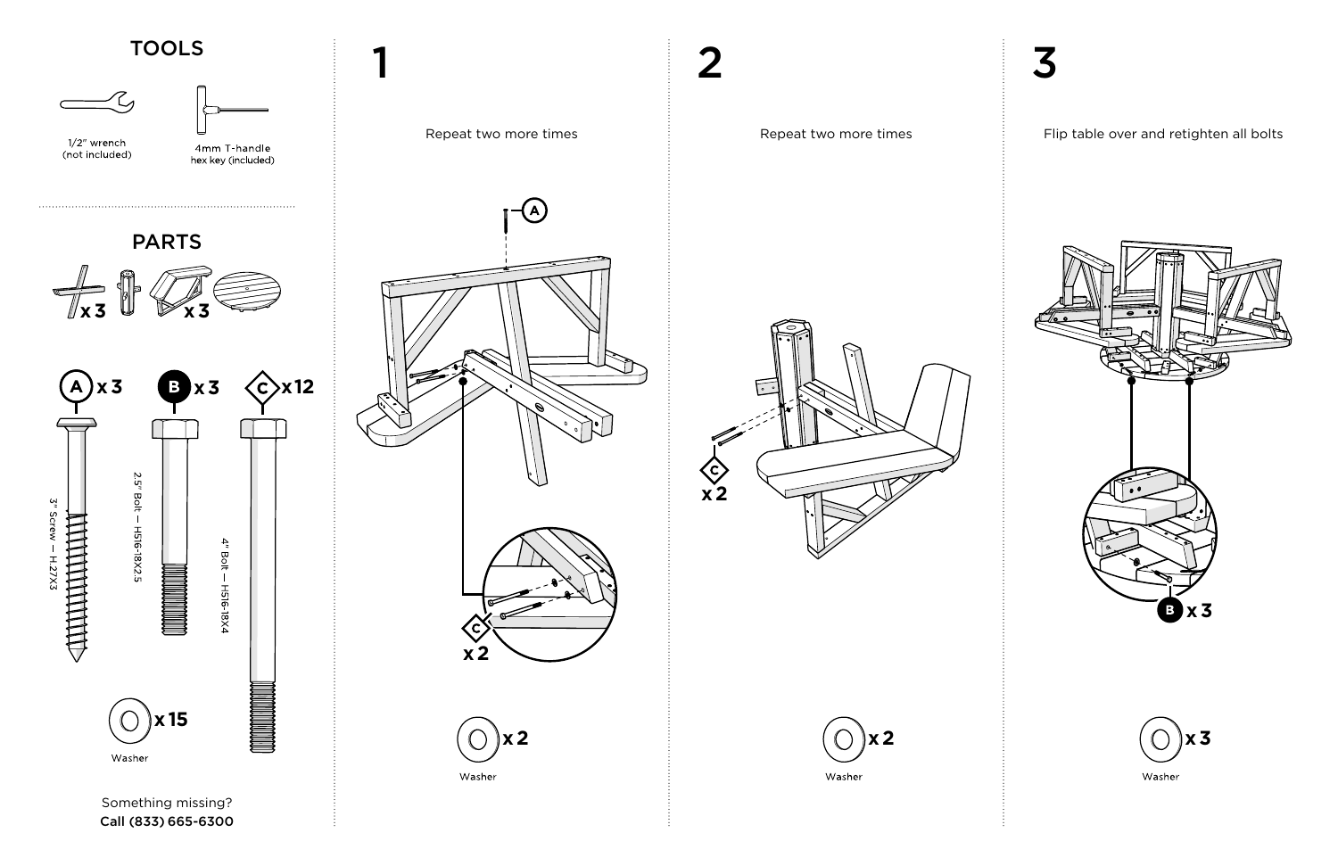## TOOLS

1/2" wrench
(not included)

4mm T-handle
hex key (included)

## PARTS

x 3

x 3

A x 3

3" Screw — H.27X3

B x 3

2.5" Bolt — H516-18X2.5

C x 12

4" Bolt — H516-18X4

x 15

Washer

Something missing?
**Call (833) 665-6300**

# 1

Repeat two more times

A

C
x 2

x 2
Washer

# 2

Repeat two more times

C
x 2

x 2
Washer

# 3

Flip table over and retighten all bolts

B x 3

x 3
Washer